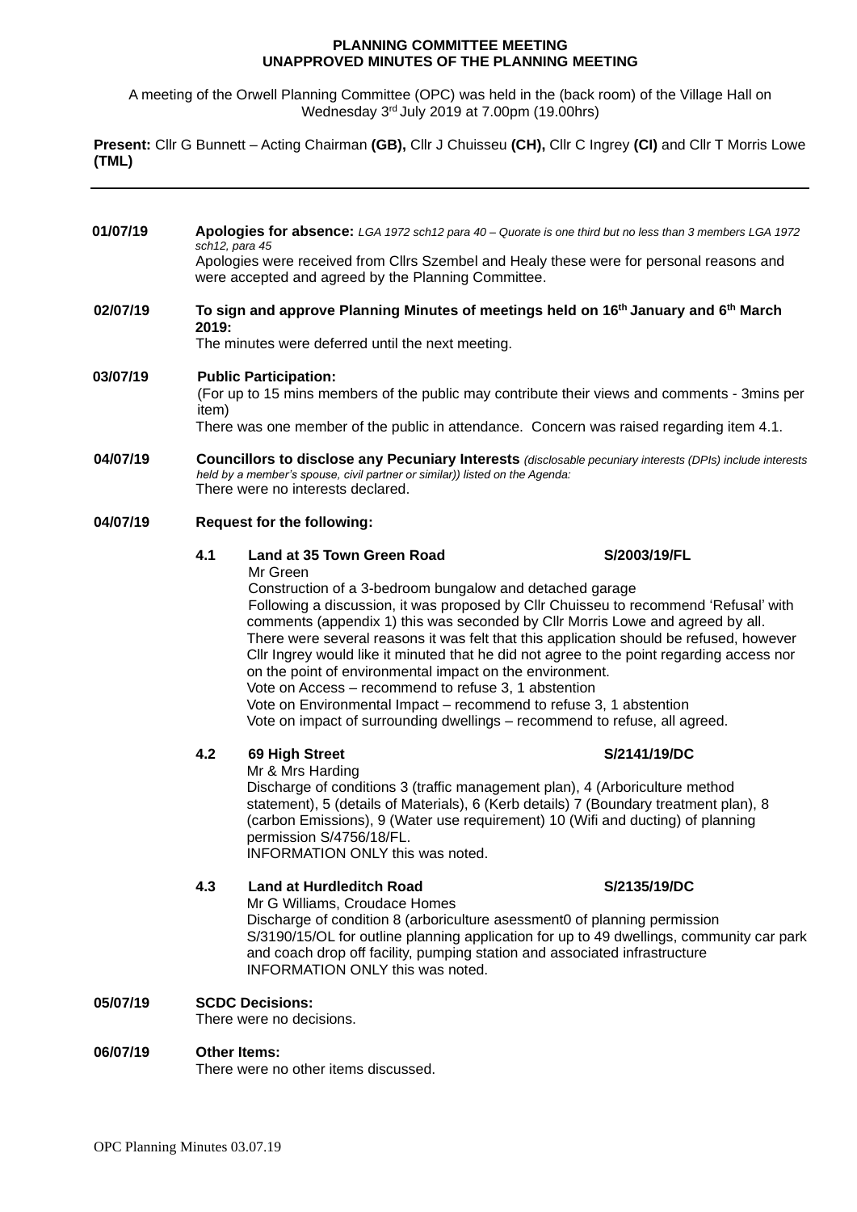# PLANNING COMMITTEE MEETING
## UNAPPROVED MINUTES OF THE PLANNING MEETING

A meeting of the Orwell Planning Committee (OPC) was held in the (back room) of the Village Hall on Wednesday 3rd July 2019 at 7.00pm (19.00hrs)

**Present:** Cllr G Bunnett – Acting Chairman **(GB),** Cllr J Chuisseu **(CH),** Cllr C Ingrey **(CI)** and Cllr T Morris Lowe **(TML)**

---

**01/07/19** **Apologies for absence:** *LGA 1972 sch12 para 40 – Quorate is one third but no less than 3 members LGA 1972 sch12, para 45*
Apologies were received from Cllrs Szembel and Healy these were for personal reasons and were accepted and agreed by the Planning Committee.

**02/07/19** **To sign and approve Planning Minutes of meetings held on 16th January and 6th March 2019:**
The minutes were deferred until the next meeting.

**03/07/19** **Public Participation:**
(For up to 15 mins members of the public may contribute their views and comments - 3mins per item)
There was one member of the public in attendance. Concern was raised regarding item 4.1.

**04/07/19** **Councillors to disclose any Pecuniary Interests** *(disclosable pecuniary interests (DPIs) include interests held by a member's spouse, civil partner or similar)) listed on the Agenda:*
There were no interests declared.

**04/07/19** **Request for the following:**

**4.1 Land at 35 Town Green Road** **S/2003/19/FL**
Mr Green
Construction of a 3-bedroom bungalow and detached garage
Following a discussion, it was proposed by Cllr Chuisseu to recommend 'Refusal' with comments (appendix 1) this was seconded by Cllr Morris Lowe and agreed by all.
There were several reasons it was felt that this application should be refused, however Cllr Ingrey would like it minuted that he did not agree to the point regarding access nor on the point of environmental impact on the environment.
Vote on Access – recommend to refuse 3, 1 abstention
Vote on Environmental Impact – recommend to refuse 3, 1 abstention
Vote on impact of surrounding dwellings – recommend to refuse, all agreed.

**4.2 69 High Street** **S/2141/19/DC**
Mr & Mrs Harding
Discharge of conditions 3 (traffic management plan), 4 (Arboriculture method statement), 5 (details of Materials), 6 (Kerb details) 7 (Boundary treatment plan), 8 (carbon Emissions), 9 (Water use requirement) 10 (Wifi and ducting) of planning permission S/4756/18/FL.
INFORMATION ONLY this was noted.

**4.3 Land at Hurdleditch Road** **S/2135/19/DC**
Mr G Williams, Croudace Homes
Discharge of condition 8 (arboriculture asessment0 of planning permission S/3190/15/OL for outline planning application for up to 49 dwellings, community car park and coach drop off facility, pumping station and associated infrastructure
INFORMATION ONLY this was noted.

**05/07/19** **SCDC Decisions:**
There were no decisions.

**06/07/19** **Other Items:**
There were no other items discussed.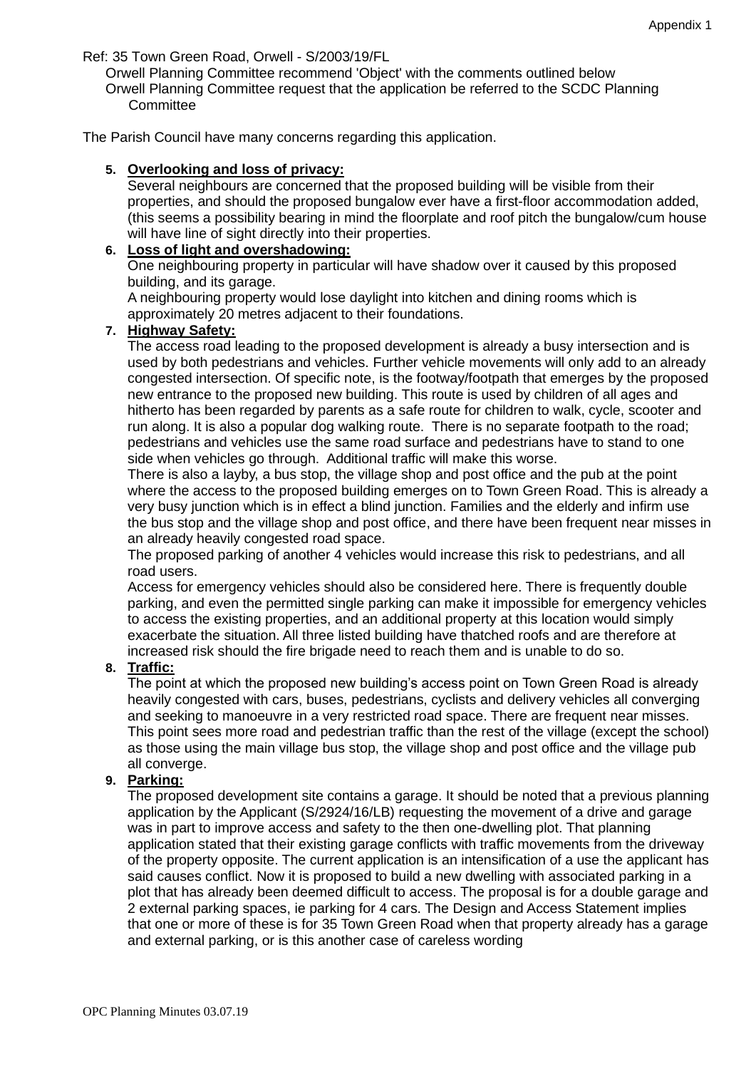Ref: 35 Town Green Road, Orwell - S/2003/19/FL

Orwell Planning Committee recommend 'Object' with the comments outlined below

Orwell Planning Committee request that the application be referred to the SCDC Planning Committee

The Parish Council have many concerns regarding this application.

5. **Overlooking and loss of privacy:**
   Several neighbours are concerned that the proposed building will be visible from their properties, and should the proposed bungalow ever have a first-floor accommodation added, (this seems a possibility bearing in mind the floorplate and roof pitch the bungalow/cum house will have line of sight directly into their properties.

6. **Loss of light and overshadowing:**
   One neighbouring property in particular will have shadow over it caused by this proposed building, and its garage.
   A neighbouring property would lose daylight into kitchen and dining rooms which is approximately 20 metres adjacent to their foundations.

7. **Highway Safety:**
   The access road leading to the proposed development is already a busy intersection and is used by both pedestrians and vehicles. Further vehicle movements will only add to an already congested intersection. Of specific note, is the footway/footpath that emerges by the proposed new entrance to the proposed new building. This route is used by children of all ages and hitherto has been regarded by parents as a safe route for children to walk, cycle, scooter and run along. It is also a popular dog walking route. There is no separate footpath to the road; pedestrians and vehicles use the same road surface and pedestrians have to stand to one side when vehicles go through. Additional traffic will make this worse.
   There is also a layby, a bus stop, the village shop and post office and the pub at the point where the access to the proposed building emerges on to Town Green Road. This is already a very busy junction which is in effect a blind junction. Families and the elderly and infirm use the bus stop and the village shop and post office, and there have been frequent near misses in an already heavily congested road space.
   The proposed parking of another 4 vehicles would increase this risk to pedestrians, and all road users.
   Access for emergency vehicles should also be considered here. There is frequently double parking, and even the permitted single parking can make it impossible for emergency vehicles to access the existing properties, and an additional property at this location would simply exacerbate the situation. All three listed building have thatched roofs and are therefore at increased risk should the fire brigade need to reach them and is unable to do so.

8. **Traffic:**
   The point at which the proposed new building's access point on Town Green Road is already heavily congested with cars, buses, pedestrians, cyclists and delivery vehicles all converging and seeking to manoeuvre in a very restricted road space. There are frequent near misses. This point sees more road and pedestrian traffic than the rest of the village (except the school) as those using the main village bus stop, the village shop and post office and the village pub all converge.

9. **Parking:**
   The proposed development site contains a garage. It should be noted that a previous planning application by the Applicant (S/2924/16/LB) requesting the movement of a drive and garage was in part to improve access and safety to the then one-dwelling plot. That planning application stated that their existing garage conflicts with traffic movements from the driveway of the property opposite. The current application is an intensification of a use the applicant has said causes conflict. Now it is proposed to build a new dwelling with associated parking in a plot that has already been deemed difficult to access. The proposal is for a double garage and 2 external parking spaces, ie parking for 4 cars. The Design and Access Statement implies that one or more of these is for 35 Town Green Road when that property already has a garage and external parking, or is this another case of careless wording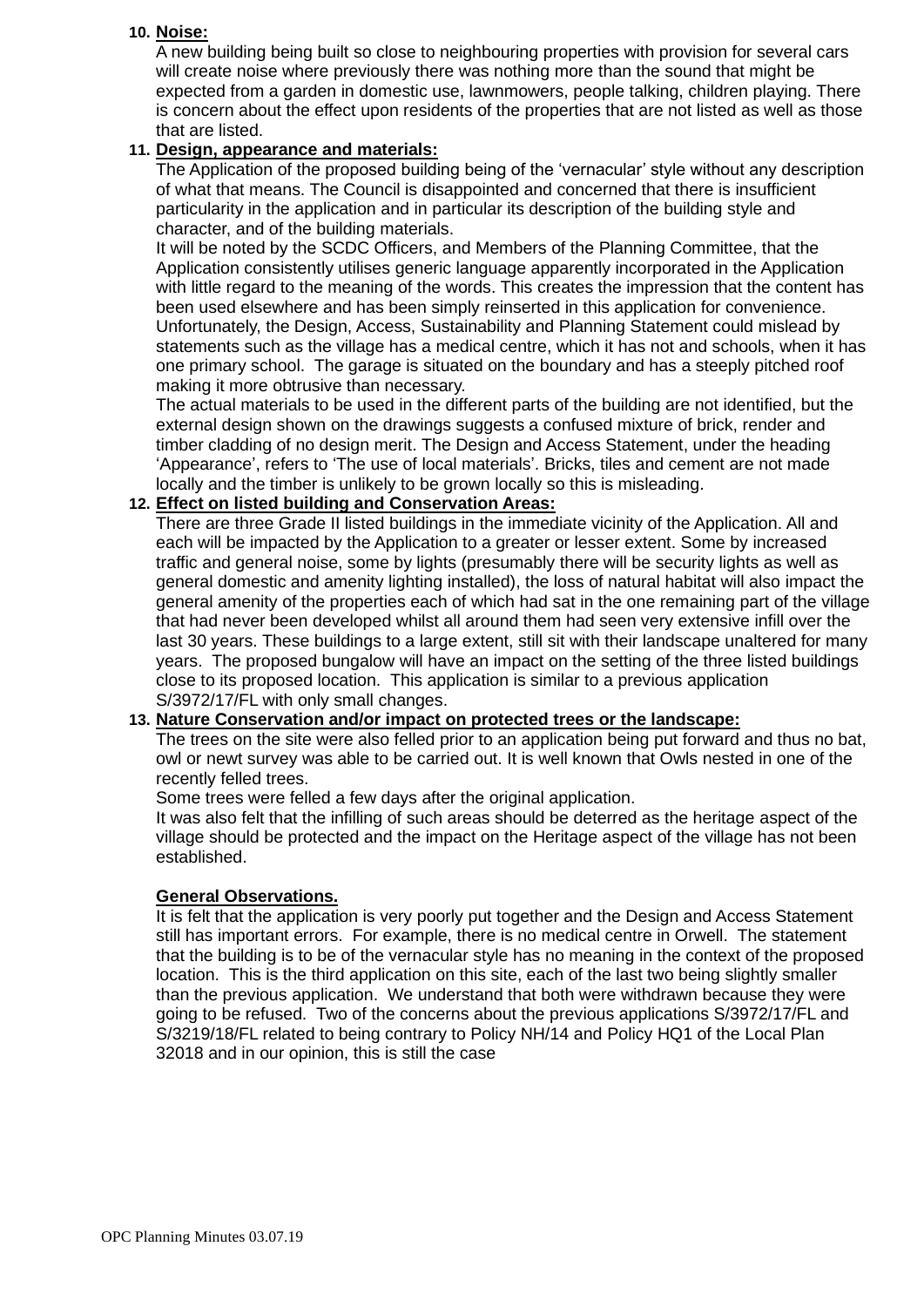10. **Noise:**

    A new building being built so close to neighbouring properties with provision for several cars will create noise where previously there was nothing more than the sound that might be expected from a garden in domestic use, lawnmowers, people talking, children playing. There is concern about the effect upon residents of the properties that are not listed as well as those that are listed.

11. **Design, appearance and materials:**

    The Application of the proposed building being of the 'vernacular' style without any description of what that means. The Council is disappointed and concerned that there is insufficient particularity in the application and in particular its description of the building style and character, and of the building materials.

    It will be noted by the SCDC Officers, and Members of the Planning Committee, that the Application consistently utilises generic language apparently incorporated in the Application with little regard to the meaning of the words. This creates the impression that the content has been used elsewhere and has been simply reinserted in this application for convenience. Unfortunately, the Design, Access, Sustainability and Planning Statement could mislead by statements such as the village has a medical centre, which it has not and schools, when it has one primary school. The garage is situated on the boundary and has a steeply pitched roof making it more obtrusive than necessary.

    The actual materials to be used in the different parts of the building are not identified, but the external design shown on the drawings suggests a confused mixture of brick, render and timber cladding of no design merit. The Design and Access Statement, under the heading 'Appearance', refers to 'The use of local materials'. Bricks, tiles and cement are not made locally and the timber is unlikely to be grown locally so this is misleading.

12. **Effect on listed building and Conservation Areas:**

    There are three Grade II listed buildings in the immediate vicinity of the Application. All and each will be impacted by the Application to a greater or lesser extent. Some by increased traffic and general noise, some by lights (presumably there will be security lights as well as general domestic and amenity lighting installed), the loss of natural habitat will also impact the general amenity of the properties each of which had sat in the one remaining part of the village that had never been developed whilst all around them had seen very extensive infill over the last 30 years. These buildings to a large extent, still sit with their landscape unaltered for many years. The proposed bungalow will have an impact on the setting of the three listed buildings close to its proposed location. This application is similar to a previous application S/3972/17/FL with only small changes.

13. **Nature Conservation and/or impact on protected trees or the landscape:**

    The trees on the site were also felled prior to an application being put forward and thus no bat, owl or newt survey was able to be carried out. It is well known that Owls nested in one of the recently felled trees.

    Some trees were felled a few days after the original application.

    It was also felt that the infilling of such areas should be deterred as the heritage aspect of the village should be protected and the impact on the Heritage aspect of the village has not been established.

**General Observations.**

It is felt that the application is very poorly put together and the Design and Access Statement still has important errors. For example, there is no medical centre in Orwell. The statement that the building is to be of the vernacular style has no meaning in the context of the proposed location. This is the third application on this site, each of the last two being slightly smaller than the previous application. We understand that both were withdrawn because they were going to be refused. Two of the concerns about the previous applications S/3972/17/FL and S/3219/18/FL related to being contrary to Policy NH/14 and Policy HQ1 of the Local Plan 32018 and in our opinion, this is still the case